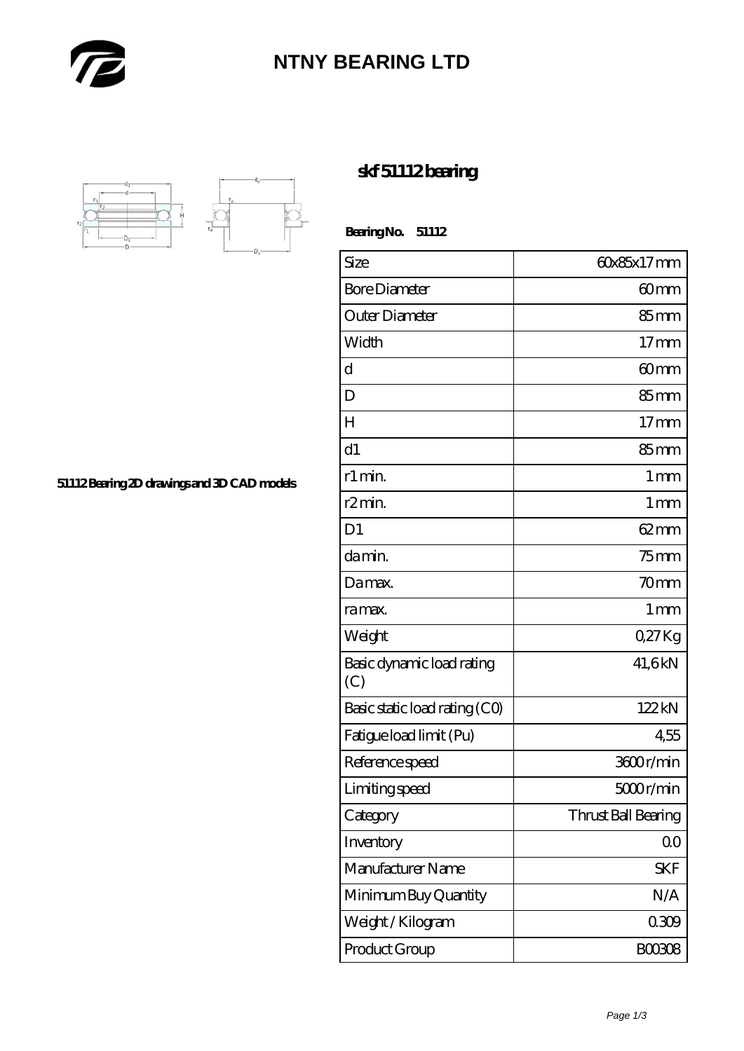# NTNY BEARING LTD

## skf 51112 bearing

51112 Bearing 2D drawings and 3D CAD models

**Bearing No. 51112**

| Size | 60x85x17 mm |
|---|---|
| Bore Diameter | 60 mm |
| Outer Diameter | 85 mm |
| Width | 17 mm |
| d | 60 mm |
| D | 85 mm |
| H | 17 mm |
| d1 | 85 mm |
| r1 min. | 1 mm |
| r2 min. | 1 mm |
| D1 | 62 mm |
| da min. | 75 mm |
| Da max. | 70 mm |
| ra max. | 1 mm |
| Weight | 0,27 Kg |
| Basic dynamic load rating (C) | 41,6 kN |
| Basic static load rating (C0) | 122 kN |
| Fatigue load limit (Pu) | 4,55 |
| Reference speed | 3600 r/min |
| Limiting speed | 5000 r/min |
| Category | Thrust Ball Bearing |
| Inventory | 0.0 |
| Manufacturer Name | SKF |
| Minimum Buy Quantity | N/A |
| Weight / Kilogram | 0.309 |
| Product Group | B00308 |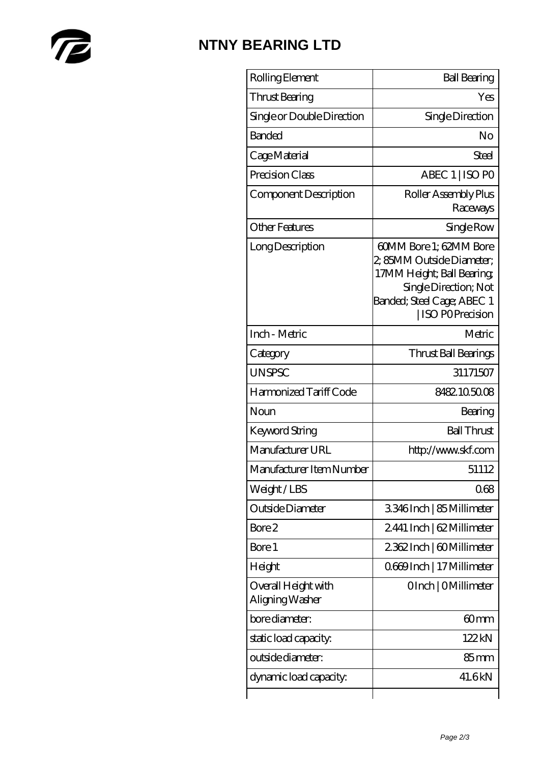# NTNY BEARING LTD

| Rolling Element | Ball Bearing |
| --- | --- |
| Thrust Bearing | Yes |
| Single or Double Direction | Single Direction |
| Banded | No |
| Cage Material | Steel |
| Precision Class | ABEC 1 \| ISO P0 |
| Component Description | Roller Assembly Plus Raceways |
| Other Features | Single Row |
| Long Description | 60MM Bore 1; 62MM Bore 2; 85MM Outside Diameter; 17MM Height; Ball Bearing; Single Direction; Not Banded; Steel Cage; ABEC 1 \| ISO P0 Precision |
| Inch - Metric | Metric |
| Category | Thrust Ball Bearings |
| UNSPSC | 31171507 |
| Harmonized Tariff Code | 8482.10.50.08 |
| Noun | Bearing |
| Keyword String | Ball Thrust |
| Manufacturer URL | http://www.skf.com |
| Manufacturer Item Number | 51112 |
| Weight / LBS | 0.68 |
| Outside Diameter | 3.346 Inch \| 85 Millimeter |
| Bore 2 | 2.441 Inch \| 62 Millimeter |
| Bore 1 | 2.362 Inch \| 60 Millimeter |
| Height | 0.669 Inch \| 17 Millimeter |
| Overall Height with Aligning Washer | 0 Inch \| 0 Millimeter |
| bore diameter: | 60 mm |
| static load capacity: | 122 kN |
| outside diameter: | 85 mm |
| dynamic load capacity: | 41.6 kN |
| | |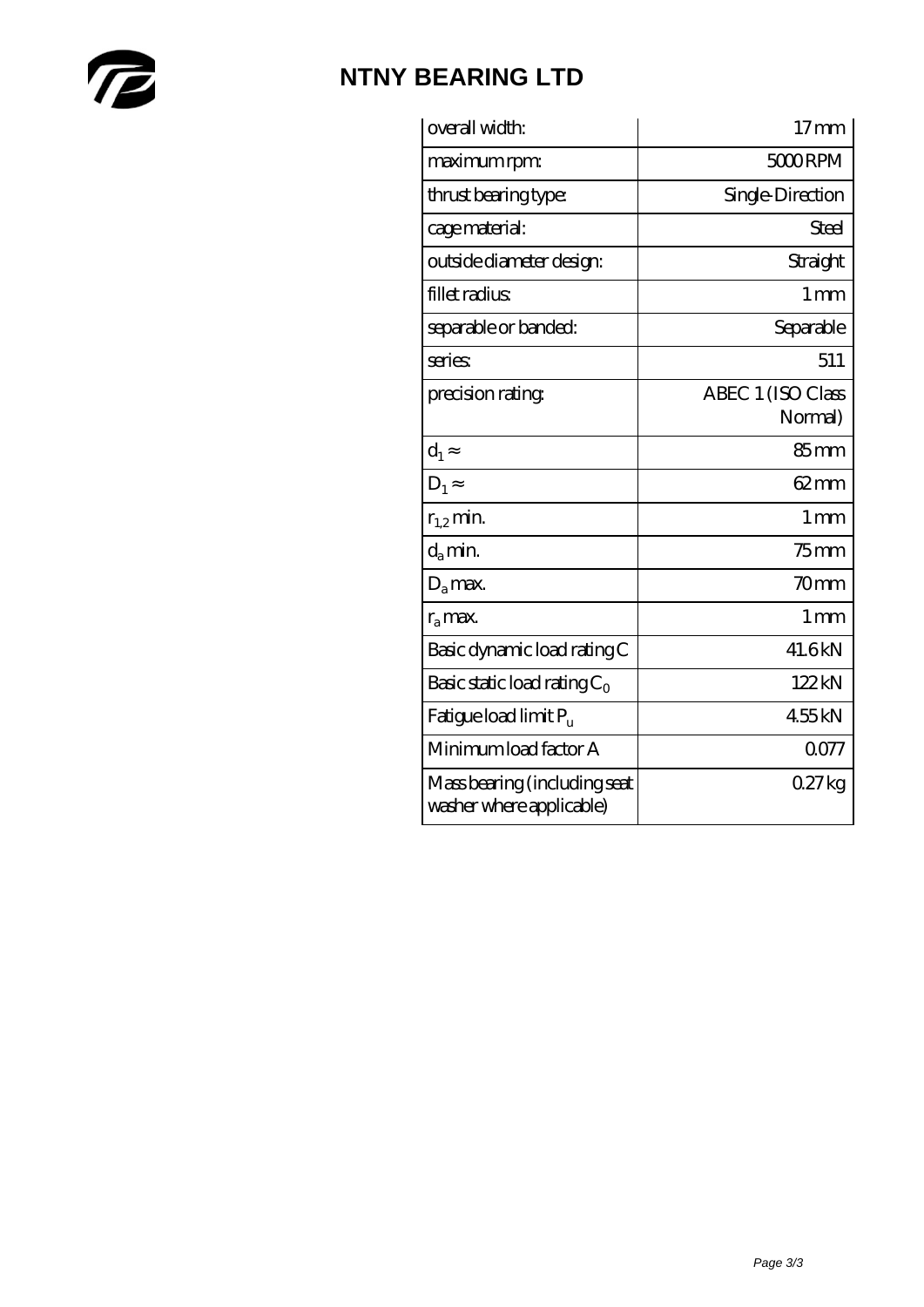# NTNY BEARING LTD

| | |
|---|---|
| overall width: | 17 mm |
| maximum rpm: | 5000 RPM |
| thrust bearing type: | Single-Direction |
| cage material: | Steel |
| outside diameter design: | Straight |
| fillet radius: | 1 mm |
| separable or banded: | Separable |
| series: | 511 |
| precision rating: | ABEC 1 (ISO Class Normal) |
| $d_1 \approx$ | 85 mm |
| $D_1 \approx$ | 62 mm |
| $r_{1,2}$ min. | 1 mm |
| $d_a$ min. | 75 mm |
| $D_a$ max. | 70 mm |
| $r_a$ max. | 1 mm |
| Basic dynamic load rating C | 41.6 kN |
| Basic static load rating $C_0$ | 122 kN |
| Fatigue load limit $P_u$ | 4.55 kN |
| Minimum load factor A | 0.077 |
| Mass bearing (including seat washer where applicable) | 0.27 kg |